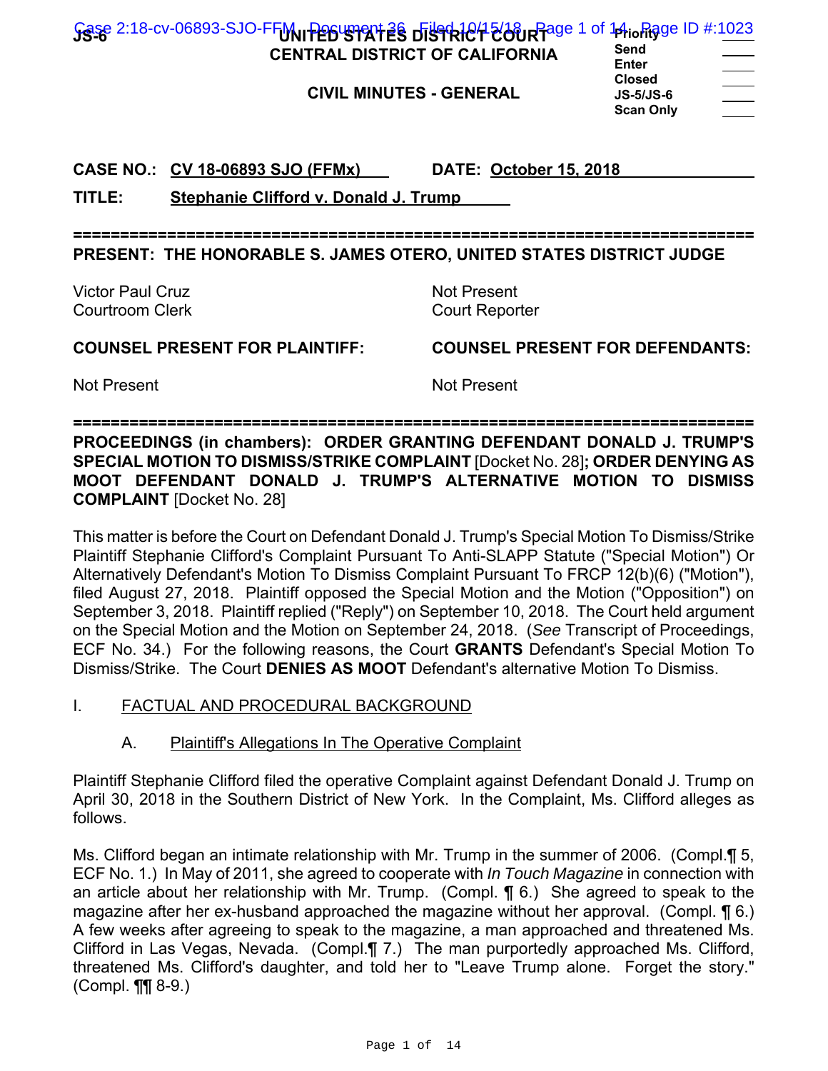JS-6

**UNITED STATES DISTRICT COURT**
**CENTRAL DISTRICT OF CALIFORNIA**

**CIVIL MINUTES - GENERAL**

| | |
|---|---|
| **Priority** | |
| **Send** | |
| **Enter** | |
| **Closed** | |
| **JS-5/JS-6** | |
| **Scan Only** | |

**CASE NO.:** CV 18-06893 SJO (FFMx) **DATE:** October 15, 2018

**TITLE:** Stephanie Clifford v. Donald J. Trump

===========================================================================

**PRESENT: THE HONORABLE S. JAMES OTERO, UNITED STATES DISTRICT JUDGE**

| | |
|---|---|
| Victor Paul Cruz | Not Present |
| Courtroom Clerk | Court Reporter |

| **COUNSEL PRESENT FOR PLAINTIFF:** | **COUNSEL PRESENT FOR DEFENDANTS:** |
|---|---|
| Not Present | Not Present |

===========================================================================

**PROCEEDINGS (in chambers): ORDER GRANTING DEFENDANT DONALD J. TRUMP'S SPECIAL MOTION TO DISMISS/STRIKE COMPLAINT** [Docket No. 28]**; ORDER DENYING AS MOOT DEFENDANT DONALD J. TRUMP'S ALTERNATIVE MOTION TO DISMISS COMPLAINT** [Docket No. 28]

This matter is before the Court on Defendant Donald J. Trump's Special Motion To Dismiss/Strike Plaintiff Stephanie Clifford's Complaint Pursuant To Anti-SLAPP Statute ("Special Motion") Or Alternatively Defendant's Motion To Dismiss Complaint Pursuant To FRCP 12(b)(6) ("Motion"), filed August 27, 2018. Plaintiff opposed the Special Motion and the Motion ("Opposition") on September 3, 2018. Plaintiff replied ("Reply") on September 10, 2018. The Court held argument on the Special Motion and the Motion on September 24, 2018. (*See* Transcript of Proceedings, ECF No. 34.) For the following reasons, the Court **GRANTS** Defendant's Special Motion To Dismiss/Strike. The Court **DENIES AS MOOT** Defendant's alternative Motion To Dismiss.

## I. FACTUAL AND PROCEDURAL BACKGROUND

### A. Plaintiff's Allegations In The Operative Complaint

Plaintiff Stephanie Clifford filed the operative Complaint against Defendant Donald J. Trump on April 30, 2018 in the Southern District of New York. In the Complaint, Ms. Clifford alleges as follows.

Ms. Clifford began an intimate relationship with Mr. Trump in the summer of 2006. (Compl.¶ 5, ECF No. 1.) In May of 2011, she agreed to cooperate with *In Touch Magazine* in connection with an article about her relationship with Mr. Trump. (Compl. ¶ 6.) She agreed to speak to the magazine after her ex-husband approached the magazine without her approval. (Compl. ¶ 6.) A few weeks after agreeing to speak to the magazine, a man approached and threatened Ms. Clifford in Las Vegas, Nevada. (Compl.¶ 7.) The man purportedly approached Ms. Clifford, threatened Ms. Clifford's daughter, and told her to "Leave Trump alone. Forget the story." (Compl. ¶¶ 8-9.)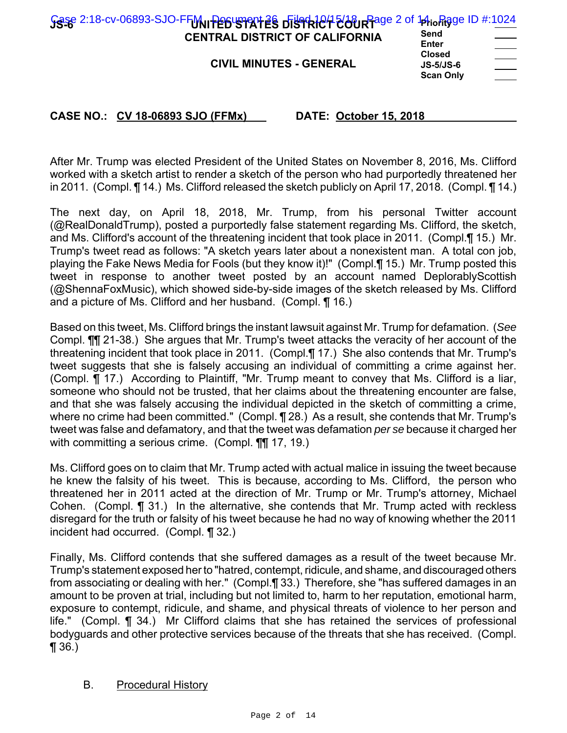**CASE NO.: CV 18-06893 SJO (FFMx)** **DATE: October 15, 2018**

After Mr. Trump was elected President of the United States on November 8, 2016, Ms. Clifford worked with a sketch artist to render a sketch of the person who had purportedly threatened her in 2011. (Compl. ¶ 14.) Ms. Clifford released the sketch publicly on April 17, 2018. (Compl. ¶ 14.)

The next day, on April 18, 2018, Mr. Trump, from his personal Twitter account (@RealDonaldTrump), posted a purportedly false statement regarding Ms. Clifford, the sketch, and Ms. Clifford's account of the threatening incident that took place in 2011. (Compl.¶ 15.) Mr. Trump's tweet read as follows: "A sketch years later about a nonexistent man. A total con job, playing the Fake News Media for Fools (but they know it)!" (Compl.¶ 15.) Mr. Trump posted this tweet in response to another tweet posted by an account named DeplorablyScottish (@ShennaFoxMusic), which showed side-by-side images of the sketch released by Ms. Clifford and a picture of Ms. Clifford and her husband. (Compl. ¶ 16.)

Based on this tweet, Ms. Clifford brings the instant lawsuit against Mr. Trump for defamation. (*See* Compl. ¶¶ 21-38.) She argues that Mr. Trump's tweet attacks the veracity of her account of the threatening incident that took place in 2011. (Compl.¶ 17.) She also contends that Mr. Trump's tweet suggests that she is falsely accusing an individual of committing a crime against her. (Compl. ¶ 17.) According to Plaintiff, "Mr. Trump meant to convey that Ms. Clifford is a liar, someone who should not be trusted, that her claims about the threatening encounter are false, and that she was falsely accusing the individual depicted in the sketch of committing a crime, where no crime had been committed." (Compl. ¶ 28.) As a result, she contends that Mr. Trump's tweet was false and defamatory, and that the tweet was defamation *per se* because it charged her with committing a serious crime. (Compl. ¶¶ 17, 19.)

Ms. Clifford goes on to claim that Mr. Trump acted with actual malice in issuing the tweet because he knew the falsity of his tweet. This is because, according to Ms. Clifford, the person who threatened her in 2011 acted at the direction of Mr. Trump or Mr. Trump's attorney, Michael Cohen. (Compl. ¶ 31.) In the alternative, she contends that Mr. Trump acted with reckless disregard for the truth or falsity of his tweet because he had no way of knowing whether the 2011 incident had occurred. (Compl. ¶ 32.)

Finally, Ms. Clifford contends that she suffered damages as a result of the tweet because Mr. Trump's statement exposed her to "hatred, contempt, ridicule, and shame, and discouraged others from associating or dealing with her." (Compl.¶ 33.) Therefore, she "has suffered damages in an amount to be proven at trial, including but not limited to, harm to her reputation, emotional harm, exposure to contempt, ridicule, and shame, and physical threats of violence to her person and life." (Compl. ¶ 34.) Mr Clifford claims that she has retained the services of professional bodyguards and other protective services because of the threats that she has received. (Compl. ¶ 36.)

### B. Procedural History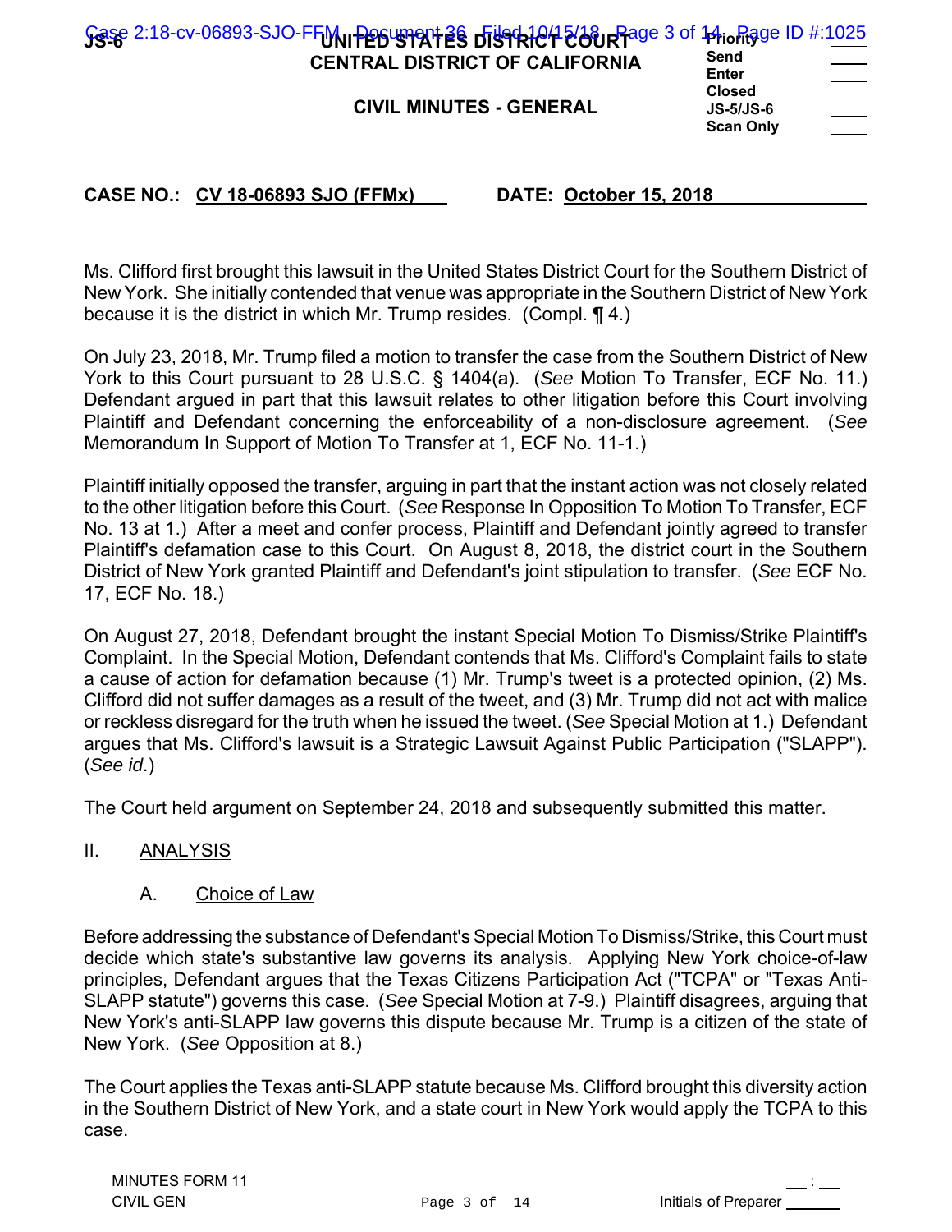**CASE NO.: CV 18-06893 SJO (FFMx)** **DATE: October 15, 2018**

Ms. Clifford first brought this lawsuit in the United States District Court for the Southern District of New York. She initially contended that venue was appropriate in the Southern District of New York because it is the district in which Mr. Trump resides. (Compl. ¶ 4.)

On July 23, 2018, Mr. Trump filed a motion to transfer the case from the Southern District of New York to this Court pursuant to 28 U.S.C. § 1404(a). (*See* Motion To Transfer, ECF No. 11.) Defendant argued in part that this lawsuit relates to other litigation before this Court involving Plaintiff and Defendant concerning the enforceability of a non-disclosure agreement. (*See* Memorandum In Support of Motion To Transfer at 1, ECF No. 11-1.)

Plaintiff initially opposed the transfer, arguing in part that the instant action was not closely related to the other litigation before this Court. (*See* Response In Opposition To Motion To Transfer, ECF No. 13 at 1.) After a meet and confer process, Plaintiff and Defendant jointly agreed to transfer Plaintiff's defamation case to this Court. On August 8, 2018, the district court in the Southern District of New York granted Plaintiff and Defendant's joint stipulation to transfer. (*See* ECF No. 17, ECF No. 18.)

On August 27, 2018, Defendant brought the instant Special Motion To Dismiss/Strike Plaintiff's Complaint. In the Special Motion, Defendant contends that Ms. Clifford's Complaint fails to state a cause of action for defamation because (1) Mr. Trump's tweet is a protected opinion, (2) Ms. Clifford did not suffer damages as a result of the tweet, and (3) Mr. Trump did not act with malice or reckless disregard for the truth when he issued the tweet. (*See* Special Motion at 1.) Defendant argues that Ms. Clifford's lawsuit is a Strategic Lawsuit Against Public Participation ("SLAPP"). (*See id*.)

The Court held argument on September 24, 2018 and subsequently submitted this matter.

## II. ANALYSIS

### A. Choice of Law

Before addressing the substance of Defendant's Special Motion To Dismiss/Strike, this Court must decide which state's substantive law governs its analysis. Applying New York choice-of-law principles, Defendant argues that the Texas Citizens Participation Act ("TCPA" or "Texas Anti-SLAPP statute") governs this case. (*See* Special Motion at 7-9.) Plaintiff disagrees, arguing that New York's anti-SLAPP law governs this dispute because Mr. Trump is a citizen of the state of New York. (*See* Opposition at 8.)

The Court applies the Texas anti-SLAPP statute because Ms. Clifford brought this diversity action in the Southern District of New York, and a state court in New York would apply the TCPA to this case.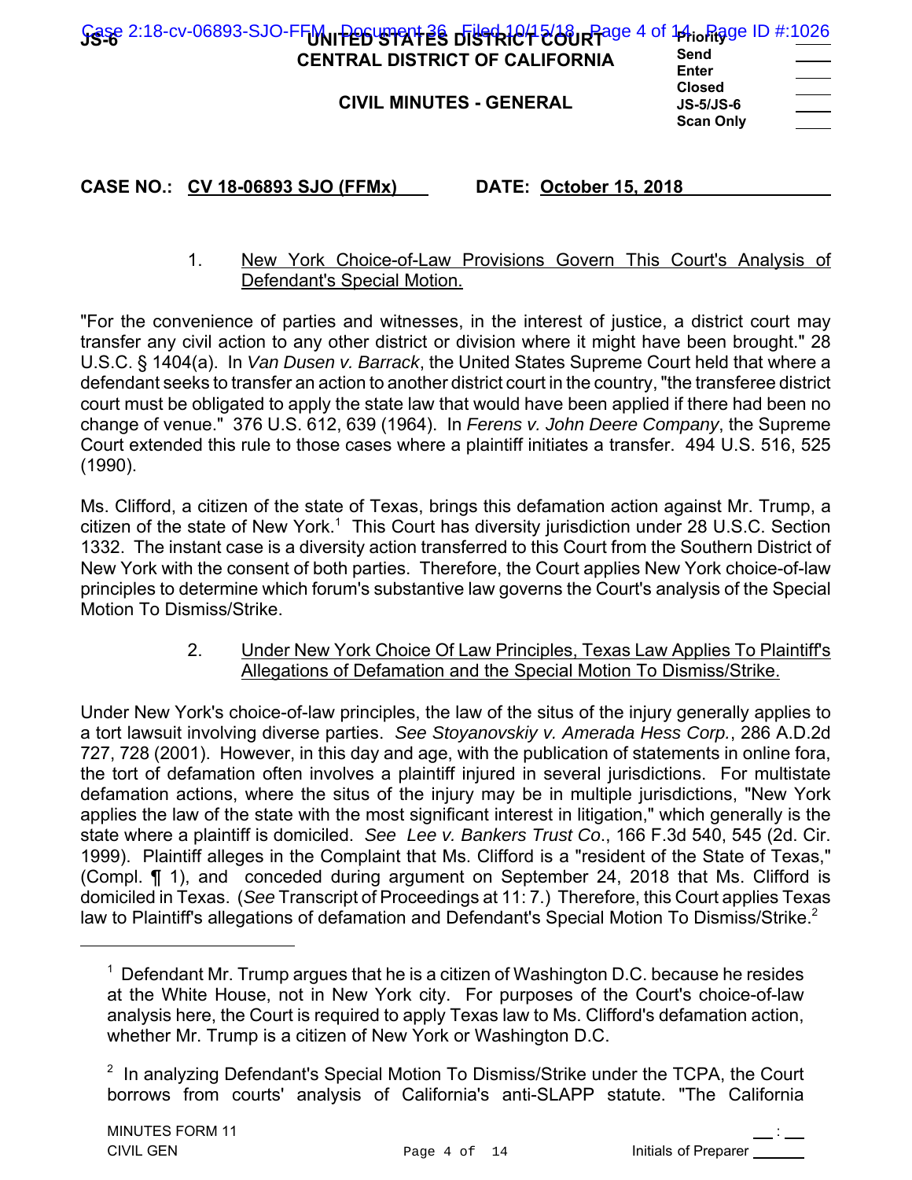CASE NO.: CV 18-06893 SJO (FFMx) DATE: October 15, 2018

1. New York Choice-of-Law Provisions Govern This Court's Analysis of Defendant's Special Motion.

"For the convenience of parties and witnesses, in the interest of justice, a district court may transfer any civil action to any other district or division where it might have been brought." 28 U.S.C. § 1404(a). In *Van Dusen v. Barrack*, the United States Supreme Court held that where a defendant seeks to transfer an action to another district court in the country, "the transferee district court must be obligated to apply the state law that would have been applied if there had been no change of venue." 376 U.S. 612, 639 (1964). In *Ferens v. John Deere Company*, the Supreme Court extended this rule to those cases where a plaintiff initiates a transfer. 494 U.S. 516, 525 (1990).

Ms. Clifford, a citizen of the state of Texas, brings this defamation action against Mr. Trump, a citizen of the state of New York.[1] This Court has diversity jurisdiction under 28 U.S.C. Section 1332. The instant case is a diversity action transferred to this Court from the Southern District of New York with the consent of both parties. Therefore, the Court applies New York choice-of-law principles to determine which forum's substantive law governs the Court's analysis of the Special Motion To Dismiss/Strike.

2. Under New York Choice Of Law Principles, Texas Law Applies To Plaintiff's Allegations of Defamation and the Special Motion To Dismiss/Strike.

Under New York's choice-of-law principles, the law of the situs of the injury generally applies to a tort lawsuit involving diverse parties. *See Stoyanovskiy v. Amerada Hess Corp.*, 286 A.D.2d 727, 728 (2001). However, in this day and age, with the publication of statements in online fora, the tort of defamation often involves a plaintiff injured in several jurisdictions. For multistate defamation actions, where the situs of the injury may be in multiple jurisdictions, "New York applies the law of the state with the most significant interest in litigation," which generally is the state where a plaintiff is domiciled. *See Lee v. Bankers Trust Co.*, 166 F.3d 540, 545 (2d. Cir. 1999). Plaintiff alleges in the Complaint that Ms. Clifford is a "resident of the State of Texas," (Compl. ¶ 1), and conceded during argument on September 24, 2018 that Ms. Clifford is domiciled in Texas. (*See* Transcript of Proceedings at 11: 7.) Therefore, this Court applies Texas law to Plaintiff's allegations of defamation and Defendant's Special Motion To Dismiss/Strike.[2]

---

[1] Defendant Mr. Trump argues that he is a citizen of Washington D.C. because he resides at the White House, not in New York city. For purposes of the Court's choice-of-law analysis here, the Court is required to apply Texas law to Ms. Clifford's defamation action, whether Mr. Trump is a citizen of New York or Washington D.C.

[2] In analyzing Defendant's Special Motion To Dismiss/Strike under the TCPA, the Court borrows from courts' analysis of California's anti-SLAPP statute. "The California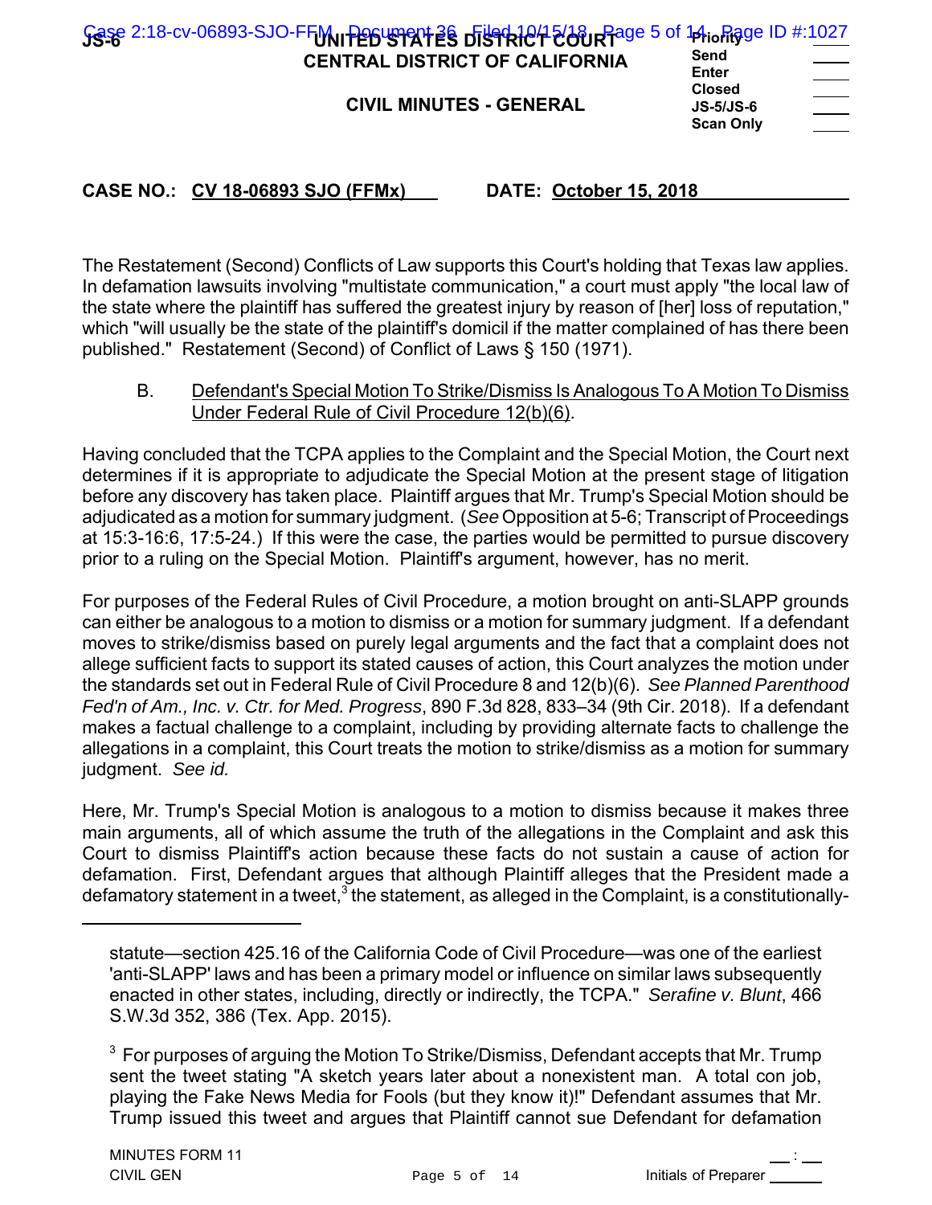CASE NO.: CV 18-06893 SJO (FFMx) DATE: October 15, 2018

The Restatement (Second) Conflicts of Law supports this Court's holding that Texas law applies. In defamation lawsuits involving "multistate communication," a court must apply "the local law of the state where the plaintiff has suffered the greatest injury by reason of [her] loss of reputation," which "will usually be the state of the plaintiff's domicil if the matter complained of has there been published." Restatement (Second) of Conflict of Laws § 150 (1971).

B. Defendant's Special Motion To Strike/Dismiss Is Analogous To A Motion To Dismiss Under Federal Rule of Civil Procedure 12(b)(6).

Having concluded that the TCPA applies to the Complaint and the Special Motion, the Court next determines if it is appropriate to adjudicate the Special Motion at the present stage of litigation before any discovery has taken place. Plaintiff argues that Mr. Trump's Special Motion should be adjudicated as a motion for summary judgment. (*See* Opposition at 5-6; Transcript of Proceedings at 15:3-16:6, 17:5-24.) If this were the case, the parties would be permitted to pursue discovery prior to a ruling on the Special Motion. Plaintiff's argument, however, has no merit.

For purposes of the Federal Rules of Civil Procedure, a motion brought on anti-SLAPP grounds can either be analogous to a motion to dismiss or a motion for summary judgment. If a defendant moves to strike/dismiss based on purely legal arguments and the fact that a complaint does not allege sufficient facts to support its stated causes of action, this Court analyzes the motion under the standards set out in Federal Rule of Civil Procedure 8 and 12(b)(6). *See Planned Parenthood Fed'n of Am., Inc. v. Ctr. for Med. Progress*, 890 F.3d 828, 833–34 (9th Cir. 2018). If a defendant makes a factual challenge to a complaint, including by providing alternate facts to challenge the allegations in a complaint, this Court treats the motion to strike/dismiss as a motion for summary judgment. *See id.*

Here, Mr. Trump's Special Motion is analogous to a motion to dismiss because it makes three main arguments, all of which assume the truth of the allegations in the Complaint and ask this Court to dismiss Plaintiff's action because these facts do not sustain a cause of action for defamation. First, Defendant argues that although Plaintiff alleges that the President made a defamatory statement in a tweet,[3] the statement, as alleged in the Complaint, is a constitutionally-

---

statute—section 425.16 of the California Code of Civil Procedure—was one of the earliest 'anti-SLAPP' laws and has been a primary model or influence on similar laws subsequently enacted in other states, including, directly or indirectly, the TCPA." *Serafine v. Blunt*, 466 S.W.3d 352, 386 (Tex. App. 2015).

[3] For purposes of arguing the Motion To Strike/Dismiss, Defendant accepts that Mr. Trump sent the tweet stating "A sketch years later about a nonexistent man. A total con job, playing the Fake News Media for Fools (but they know it)!" Defendant assumes that Mr. Trump issued this tweet and argues that Plaintiff cannot sue Defendant for defamation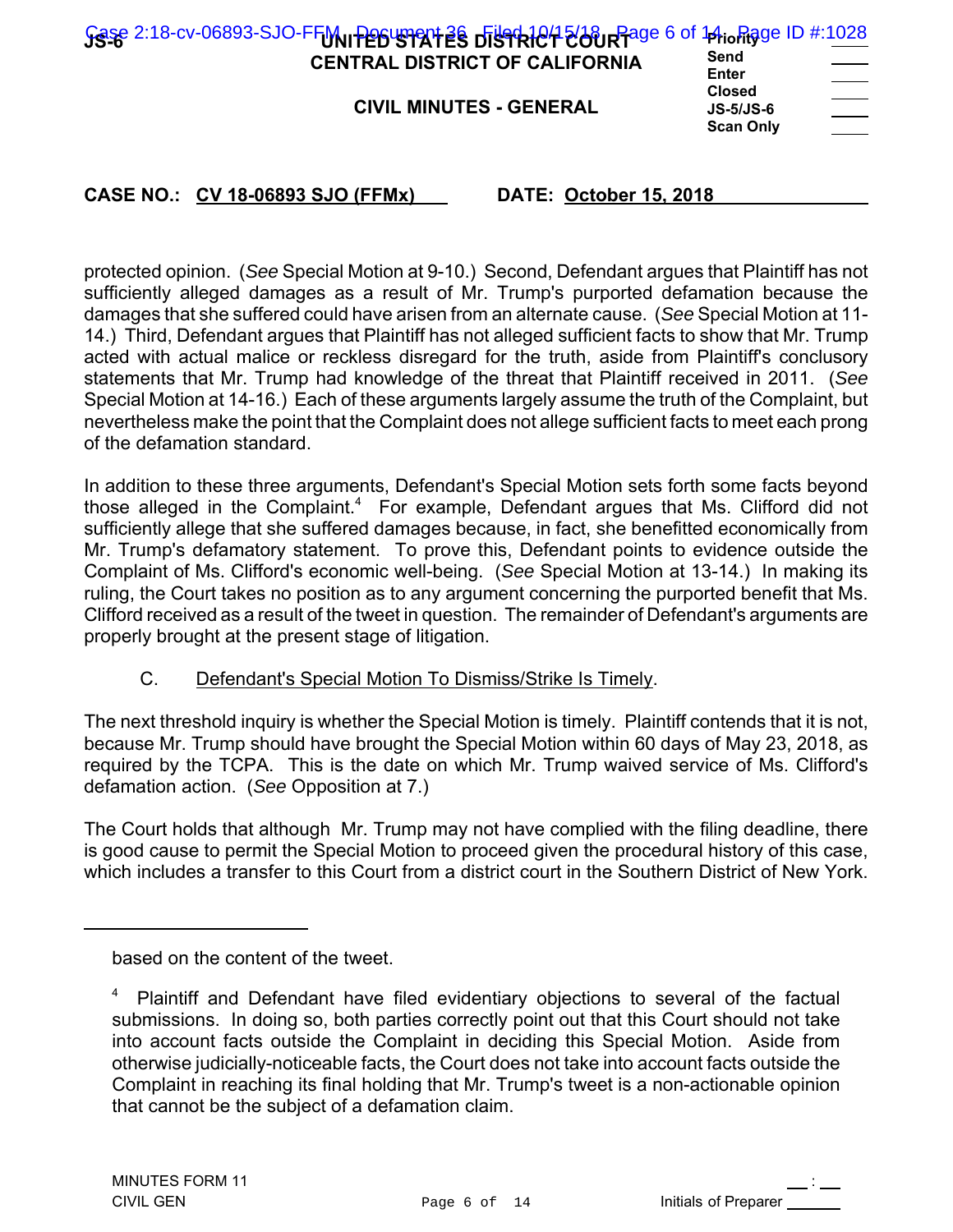protected opinion. (*See* Special Motion at 9-10.) Second, Defendant argues that Plaintiff has not sufficiently alleged damages as a result of Mr. Trump's purported defamation because the damages that she suffered could have arisen from an alternate cause. (*See* Special Motion at 11-14.) Third, Defendant argues that Plaintiff has not alleged sufficient facts to show that Mr. Trump acted with actual malice or reckless disregard for the truth, aside from Plaintiff's conclusory statements that Mr. Trump had knowledge of the threat that Plaintiff received in 2011. (*See* Special Motion at 14-16.) Each of these arguments largely assume the truth of the Complaint, but nevertheless make the point that the Complaint does not allege sufficient facts to meet each prong of the defamation standard.

In addition to these three arguments, Defendant's Special Motion sets forth some facts beyond those alleged in the Complaint.[4] For example, Defendant argues that Ms. Clifford did not sufficiently allege that she suffered damages because, in fact, she benefitted economically from Mr. Trump's defamatory statement. To prove this, Defendant points to evidence outside the Complaint of Ms. Clifford's economic well-being. (*See* Special Motion at 13-14.) In making its ruling, the Court takes no position as to any argument concerning the purported benefit that Ms. Clifford received as a result of the tweet in question. The remainder of Defendant's arguments are properly brought at the present stage of litigation.

C. <u>Defendant's Special Motion To Dismiss/Strike Is Timely</u>.

The next threshold inquiry is whether the Special Motion is timely. Plaintiff contends that it is not, because Mr. Trump should have brought the Special Motion within 60 days of May 23, 2018, as required by the TCPA. This is the date on which Mr. Trump waived service of Ms. Clifford's defamation action. (*See* Opposition at 7.)

The Court holds that although Mr. Trump may not have complied with the filing deadline, there is good cause to permit the Special Motion to proceed given the procedural history of this case, which includes a transfer to this Court from a district court in the Southern District of New York.

---

based on the content of the tweet.

[4] Plaintiff and Defendant have filed evidentiary objections to several of the factual submissions. In doing so, both parties correctly point out that this Court should not take into account facts outside the Complaint in deciding this Special Motion. Aside from otherwise judicially-noticeable facts, the Court does not take into account facts outside the Complaint in reaching its final holding that Mr. Trump's tweet is a non-actionable opinion that cannot be the subject of a defamation claim.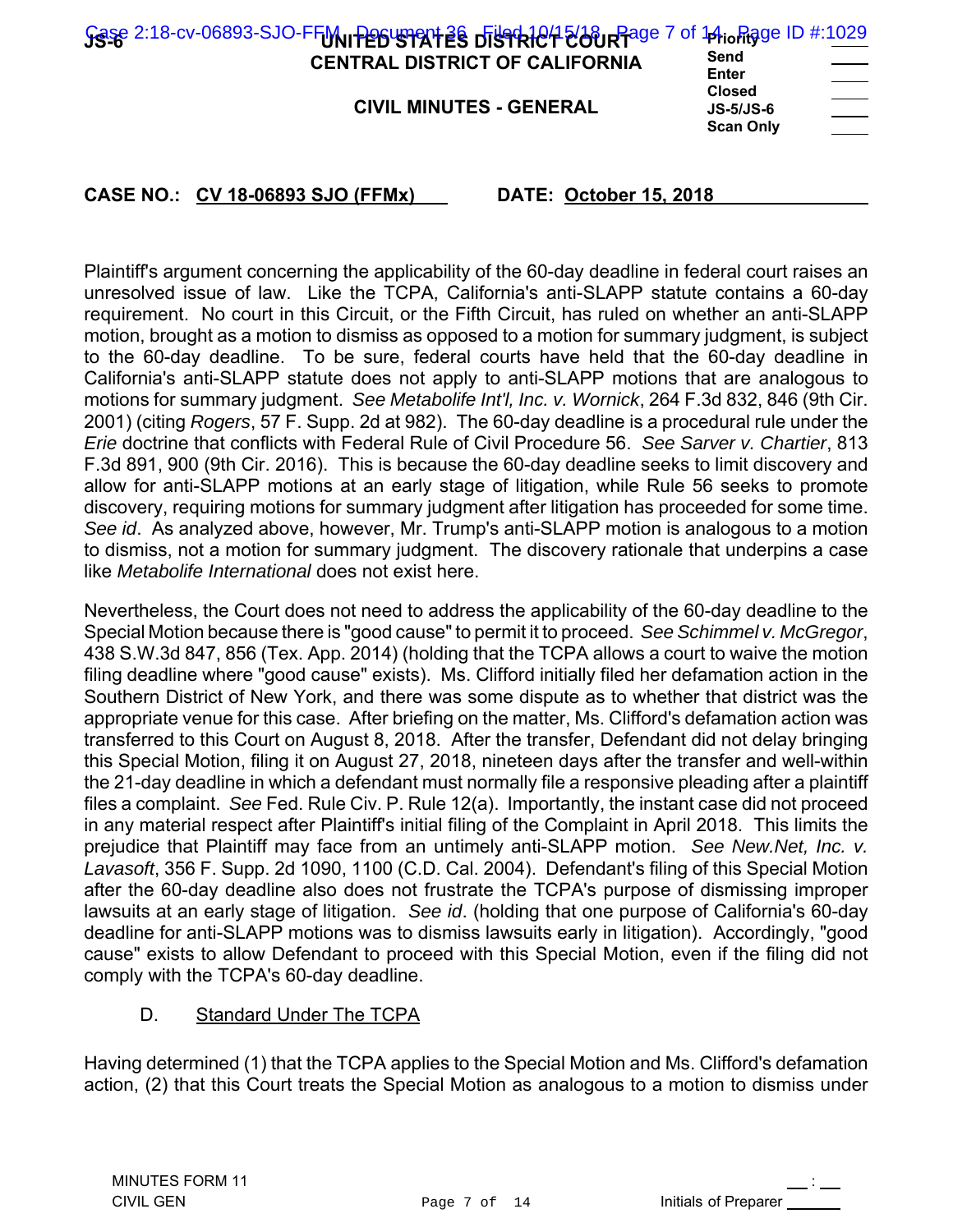Plaintiff's argument concerning the applicability of the 60-day deadline in federal court raises an unresolved issue of law. Like the TCPA, California's anti-SLAPP statute contains a 60-day requirement. No court in this Circuit, or the Fifth Circuit, has ruled on whether an anti-SLAPP motion, brought as a motion to dismiss as opposed to a motion for summary judgment, is subject to the 60-day deadline. To be sure, federal courts have held that the 60-day deadline in California's anti-SLAPP statute does not apply to anti-SLAPP motions that are analogous to motions for summary judgment. *See Metabolife Int'l, Inc. v. Wornick*, 264 F.3d 832, 846 (9th Cir. 2001) (citing *Rogers*, 57 F. Supp. 2d at 982). The 60-day deadline is a procedural rule under the *Erie* doctrine that conflicts with Federal Rule of Civil Procedure 56. *See Sarver v. Chartier*, 813 F.3d 891, 900 (9th Cir. 2016). This is because the 60-day deadline seeks to limit discovery and allow for anti-SLAPP motions at an early stage of litigation, while Rule 56 seeks to promote discovery, requiring motions for summary judgment after litigation has proceeded for some time. *See id*. As analyzed above, however, Mr. Trump's anti-SLAPP motion is analogous to a motion to dismiss, not a motion for summary judgment. The discovery rationale that underpins a case like *Metabolife International* does not exist here.

Nevertheless, the Court does not need to address the applicability of the 60-day deadline to the Special Motion because there is "good cause" to permit it to proceed. *See Schimmel v. McGregor*, 438 S.W.3d 847, 856 (Tex. App. 2014) (holding that the TCPA allows a court to waive the motion filing deadline where "good cause" exists). Ms. Clifford initially filed her defamation action in the Southern District of New York, and there was some dispute as to whether that district was the appropriate venue for this case. After briefing on the matter, Ms. Clifford's defamation action was transferred to this Court on August 8, 2018. After the transfer, Defendant did not delay bringing this Special Motion, filing it on August 27, 2018, nineteen days after the transfer and well-within the 21-day deadline in which a defendant must normally file a responsive pleading after a plaintiff files a complaint. *See* Fed. Rule Civ. P. Rule 12(a). Importantly, the instant case did not proceed in any material respect after Plaintiff's initial filing of the Complaint in April 2018. This limits the prejudice that Plaintiff may face from an untimely anti-SLAPP motion. *See New.Net, Inc. v. Lavasoft*, 356 F. Supp. 2d 1090, 1100 (C.D. Cal. 2004). Defendant's filing of this Special Motion after the 60-day deadline also does not frustrate the TCPA's purpose of dismissing improper lawsuits at an early stage of litigation. *See id*. (holding that one purpose of California's 60-day deadline for anti-SLAPP motions was to dismiss lawsuits early in litigation). Accordingly, "good cause" exists to allow Defendant to proceed with this Special Motion, even if the filing did not comply with the TCPA's 60-day deadline.

### D. Standard Under The TCPA

Having determined (1) that the TCPA applies to the Special Motion and Ms. Clifford's defamation action, (2) that this Court treats the Special Motion as analogous to a motion to dismiss under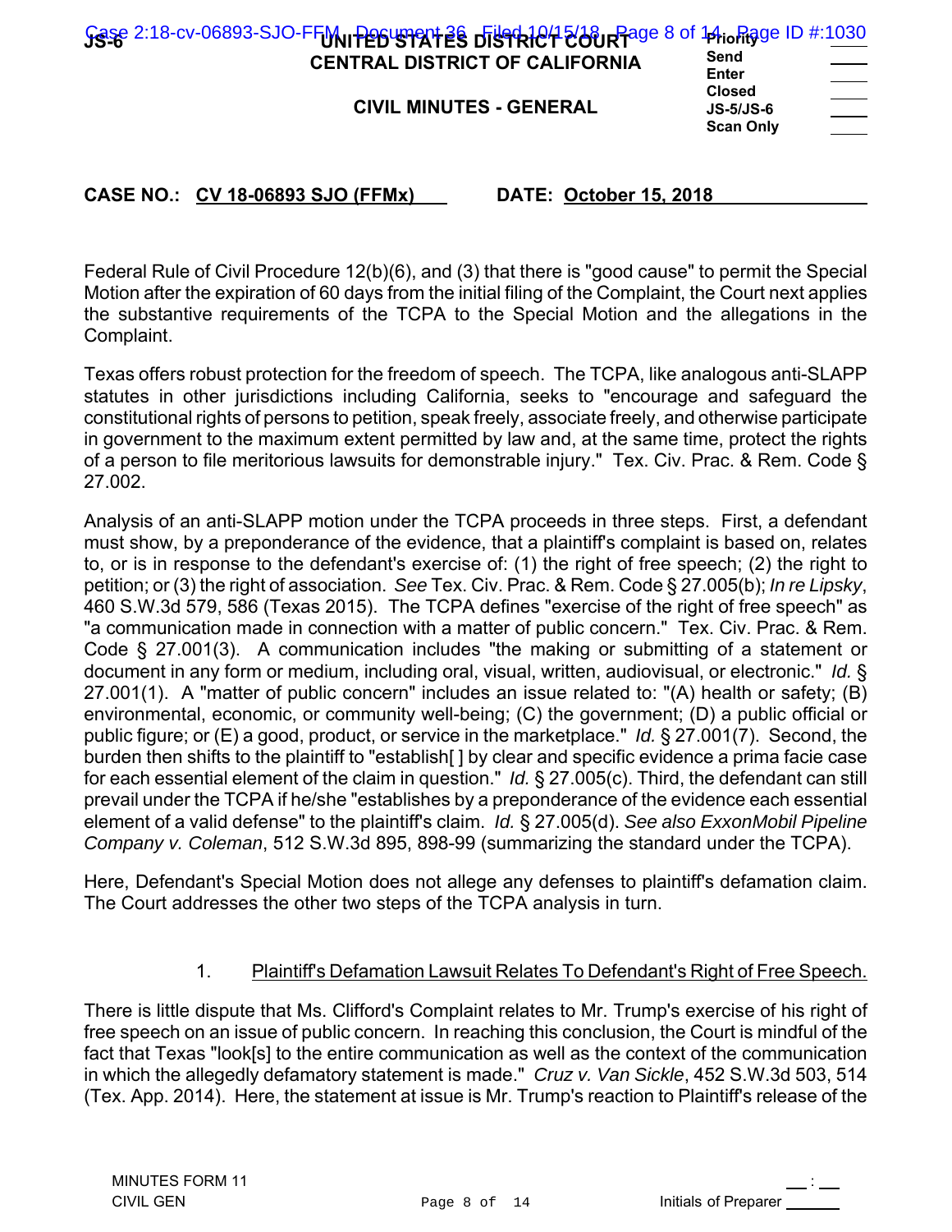Federal Rule of Civil Procedure 12(b)(6), and (3) that there is "good cause" to permit the Special Motion after the expiration of 60 days from the initial filing of the Complaint, the Court next applies the substantive requirements of the TCPA to the Special Motion and the allegations in the Complaint.

Texas offers robust protection for the freedom of speech. The TCPA, like analogous anti-SLAPP statutes in other jurisdictions including California, seeks to "encourage and safeguard the constitutional rights of persons to petition, speak freely, associate freely, and otherwise participate in government to the maximum extent permitted by law and, at the same time, protect the rights of a person to file meritorious lawsuits for demonstrable injury." Tex. Civ. Prac. & Rem. Code § 27.002.

Analysis of an anti-SLAPP motion under the TCPA proceeds in three steps. First, a defendant must show, by a preponderance of the evidence, that a plaintiff's complaint is based on, relates to, or is in response to the defendant's exercise of: (1) the right of free speech; (2) the right to petition; or (3) the right of association. *See* Tex. Civ. Prac. & Rem. Code § 27.005(b); *In re Lipsky*, 460 S.W.3d 579, 586 (Texas 2015). The TCPA defines "exercise of the right of free speech" as "a communication made in connection with a matter of public concern." Tex. Civ. Prac. & Rem. Code § 27.001(3). A communication includes "the making or submitting of a statement or document in any form or medium, including oral, visual, written, audiovisual, or electronic." *Id.* § 27.001(1). A "matter of public concern" includes an issue related to: "(A) health or safety; (B) environmental, economic, or community well-being; (C) the government; (D) a public official or public figure; or (E) a good, product, or service in the marketplace." *Id.* § 27.001(7). Second, the burden then shifts to the plaintiff to "establish[ ] by clear and specific evidence a prima facie case for each essential element of the claim in question." *Id.* § 27.005(c). Third, the defendant can still prevail under the TCPA if he/she "establishes by a preponderance of the evidence each essential element of a valid defense" to the plaintiff's claim. *Id.* § 27.005(d). *See also ExxonMobil Pipeline Company v. Coleman*, 512 S.W.3d 895, 898-99 (summarizing the standard under the TCPA).

Here, Defendant's Special Motion does not allege any defenses to plaintiff's defamation claim. The Court addresses the other two steps of the TCPA analysis in turn.

1. Plaintiff's Defamation Lawsuit Relates To Defendant's Right of Free Speech.

There is little dispute that Ms. Clifford's Complaint relates to Mr. Trump's exercise of his right of free speech on an issue of public concern. In reaching this conclusion, the Court is mindful of the fact that Texas "look[s] to the entire communication as well as the context of the communication in which the allegedly defamatory statement is made." *Cruz v. Van Sickle*, 452 S.W.3d 503, 514 (Tex. App. 2014). Here, the statement at issue is Mr. Trump's reaction to Plaintiff's release of the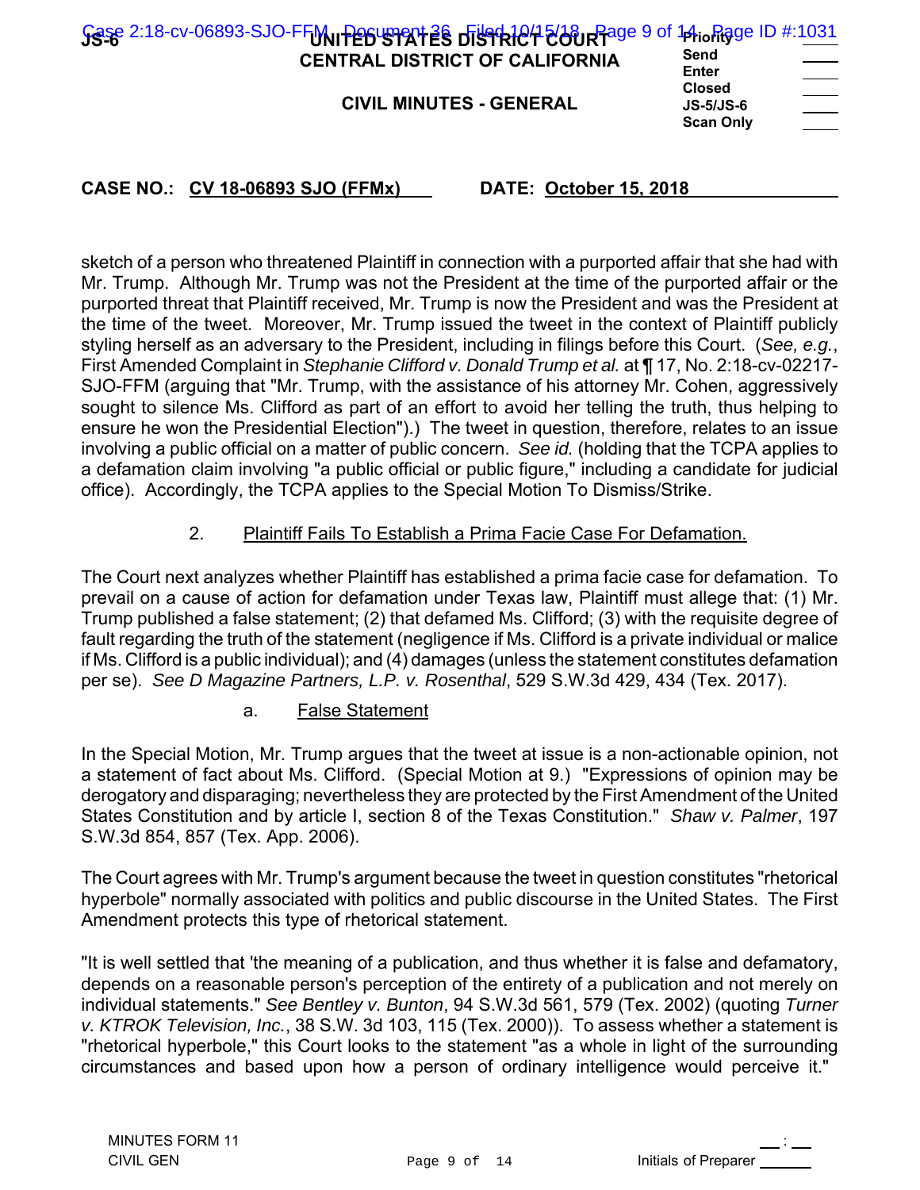sketch of a person who threatened Plaintiff in connection with a purported affair that she had with Mr. Trump. Although Mr. Trump was not the President at the time of the purported affair or the purported threat that Plaintiff received, Mr. Trump is now the President and was the President at the time of the tweet. Moreover, Mr. Trump issued the tweet in the context of Plaintiff publicly styling herself as an adversary to the President, including in filings before this Court. (*See, e.g.*, First Amended Complaint in *Stephanie Clifford v. Donald Trump et al.* at ¶ 17, No. 2:18-cv-02217-SJO-FFM (arguing that "Mr. Trump, with the assistance of his attorney Mr. Cohen, aggressively sought to silence Ms. Clifford as part of an effort to avoid her telling the truth, thus helping to ensure he won the Presidential Election").) The tweet in question, therefore, relates to an issue involving a public official on a matter of public concern. *See id.* (holding that the TCPA applies to a defamation claim involving "a public official or public figure," including a candidate for judicial office). Accordingly, the TCPA applies to the Special Motion To Dismiss/Strike.

2. Plaintiff Fails To Establish a Prima Facie Case For Defamation.

The Court next analyzes whether Plaintiff has established a prima facie case for defamation. To prevail on a cause of action for defamation under Texas law, Plaintiff must allege that: (1) Mr. Trump published a false statement; (2) that defamed Ms. Clifford; (3) with the requisite degree of fault regarding the truth of the statement (negligence if Ms. Clifford is a private individual or malice if Ms. Clifford is a public individual); and (4) damages (unless the statement constitutes defamation per se). *See D Magazine Partners, L.P. v. Rosenthal*, 529 S.W.3d 429, 434 (Tex. 2017).

a. False Statement

In the Special Motion, Mr. Trump argues that the tweet at issue is a non-actionable opinion, not a statement of fact about Ms. Clifford. (Special Motion at 9.) "Expressions of opinion may be derogatory and disparaging; nevertheless they are protected by the First Amendment of the United States Constitution and by article I, section 8 of the Texas Constitution." *Shaw v. Palmer*, 197 S.W.3d 854, 857 (Tex. App. 2006).

The Court agrees with Mr. Trump's argument because the tweet in question constitutes "rhetorical hyperbole" normally associated with politics and public discourse in the United States. The First Amendment protects this type of rhetorical statement.

"It is well settled that 'the meaning of a publication, and thus whether it is false and defamatory, depends on a reasonable person's perception of the entirety of a publication and not merely on individual statements." *See Bentley v. Bunton*, 94 S.W.3d 561, 579 (Tex. 2002) (quoting *Turner v. KTROK Television, Inc.*, 38 S.W. 3d 103, 115 (Tex. 2000)). To assess whether a statement is "rhetorical hyperbole," this Court looks to the statement "as a whole in light of the surrounding circumstances and based upon how a person of ordinary intelligence would perceive it."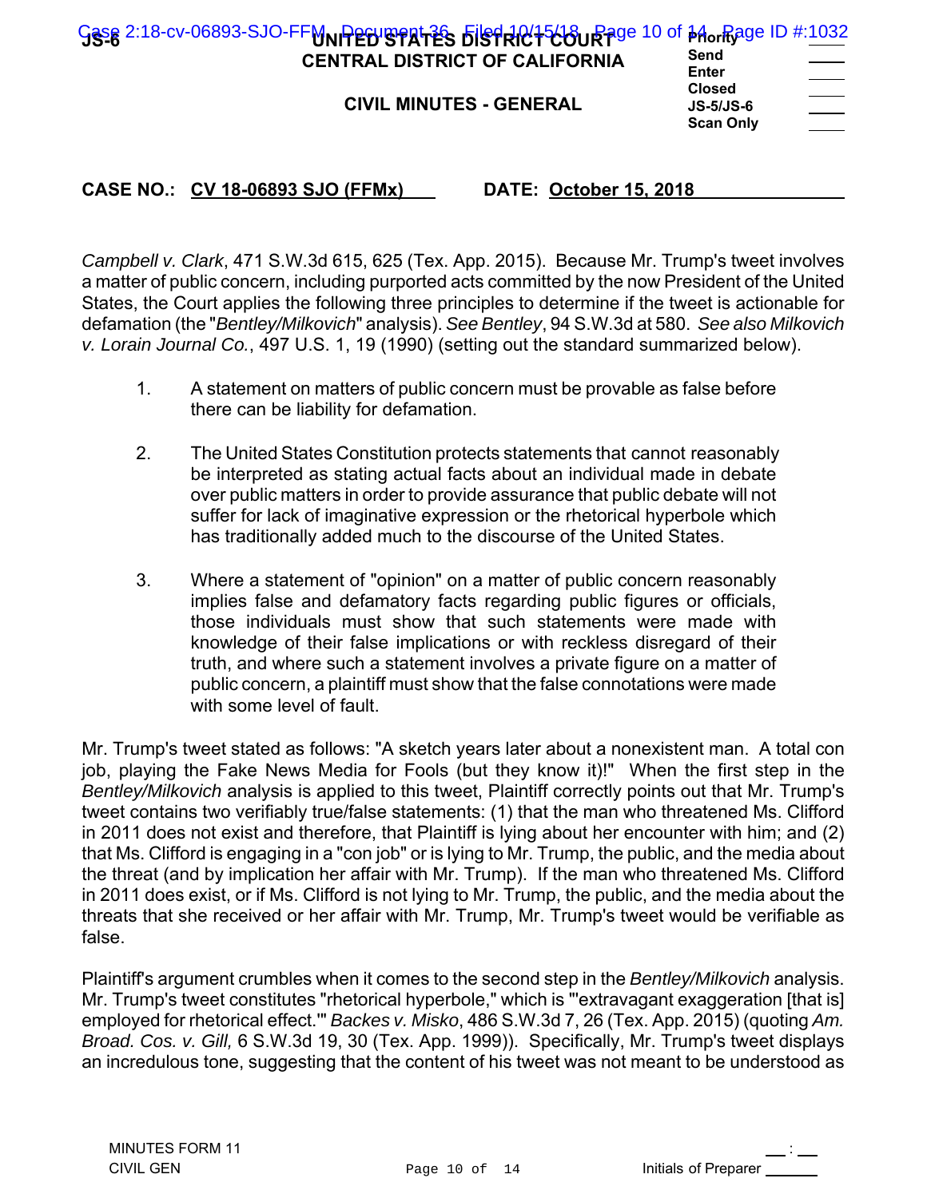*Campbell v. Clark*, 471 S.W.3d 615, 625 (Tex. App. 2015). Because Mr. Trump's tweet involves a matter of public concern, including purported acts committed by the now President of the United States, the Court applies the following three principles to determine if the tweet is actionable for defamation (the "*Bentley/Milkovich*" analysis). *See Bentley*, 94 S.W.3d at 580. *See also Milkovich v. Lorain Journal Co.*, 497 U.S. 1, 19 (1990) (setting out the standard summarized below).

1. A statement on matters of public concern must be provable as false before there can be liability for defamation.

2. The United States Constitution protects statements that cannot reasonably be interpreted as stating actual facts about an individual made in debate over public matters in order to provide assurance that public debate will not suffer for lack of imaginative expression or the rhetorical hyperbole which has traditionally added much to the discourse of the United States.

3. Where a statement of "opinion" on a matter of public concern reasonably implies false and defamatory facts regarding public figures or officials, those individuals must show that such statements were made with knowledge of their false implications or with reckless disregard of their truth, and where such a statement involves a private figure on a matter of public concern, a plaintiff must show that the false connotations were made with some level of fault.

Mr. Trump's tweet stated as follows: "A sketch years later about a nonexistent man. A total con job, playing the Fake News Media for Fools (but they know it)!" When the first step in the *Bentley/Milkovich* analysis is applied to this tweet, Plaintiff correctly points out that Mr. Trump's tweet contains two verifiably true/false statements: (1) that the man who threatened Ms. Clifford in 2011 does not exist and therefore, that Plaintiff is lying about her encounter with him; and (2) that Ms. Clifford is engaging in a "con job" or is lying to Mr. Trump, the public, and the media about the threat (and by implication her affair with Mr. Trump). If the man who threatened Ms. Clifford in 2011 does exist, or if Ms. Clifford is not lying to Mr. Trump, the public, and the media about the threats that she received or her affair with Mr. Trump, Mr. Trump's tweet would be verifiable as false.

Plaintiff's argument crumbles when it comes to the second step in the *Bentley/Milkovich* analysis. Mr. Trump's tweet constitutes "rhetorical hyperbole," which is "'extravagant exaggeration [that is] employed for rhetorical effect.'" *Backes v. Misko*, 486 S.W.3d 7, 26 (Tex. App. 2015) (quoting *Am. Broad. Cos. v. Gill,* 6 S.W.3d 19, 30 (Tex. App. 1999)). Specifically, Mr. Trump's tweet displays an incredulous tone, suggesting that the content of his tweet was not meant to be understood as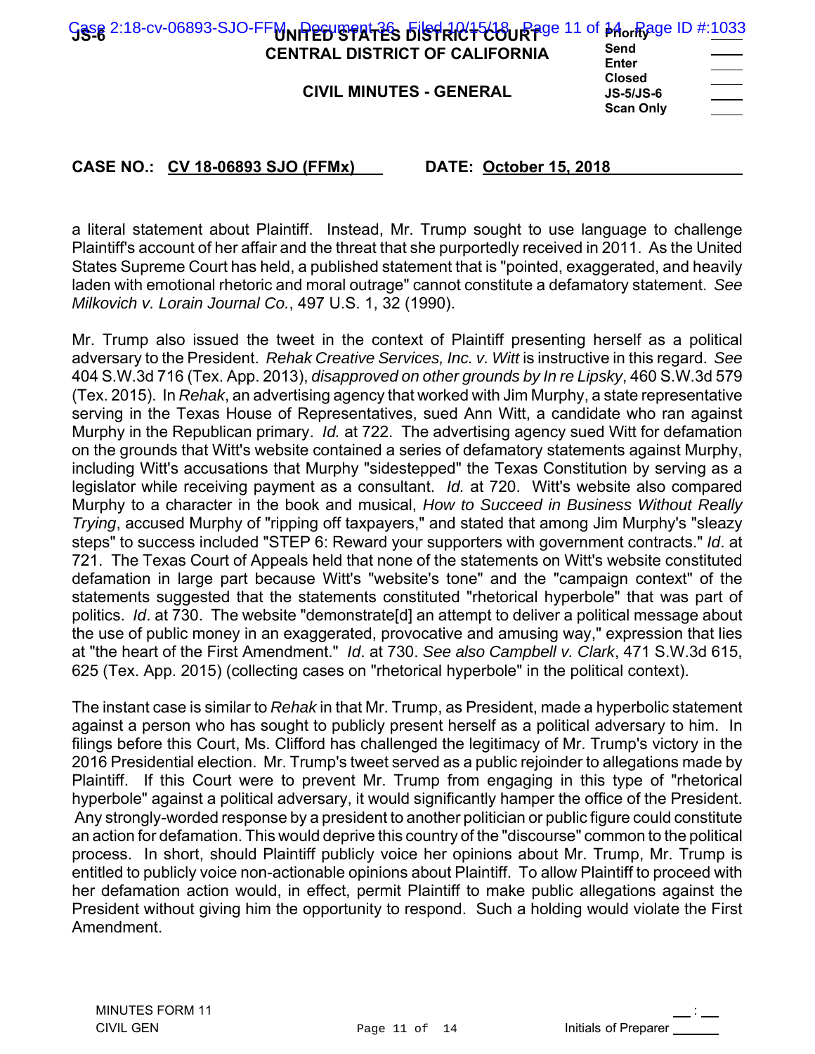a literal statement about Plaintiff. Instead, Mr. Trump sought to use language to challenge Plaintiff's account of her affair and the threat that she purportedly received in 2011. As the United States Supreme Court has held, a published statement that is "pointed, exaggerated, and heavily laden with emotional rhetoric and moral outrage" cannot constitute a defamatory statement. *See Milkovich v. Lorain Journal Co.*, 497 U.S. 1, 32 (1990).

Mr. Trump also issued the tweet in the context of Plaintiff presenting herself as a political adversary to the President. *Rehak Creative Services, Inc. v. Witt* is instructive in this regard. *See* 404 S.W.3d 716 (Tex. App. 2013), *disapproved on other grounds by In re Lipsky*, 460 S.W.3d 579 (Tex. 2015). In *Rehak*, an advertising agency that worked with Jim Murphy, a state representative serving in the Texas House of Representatives, sued Ann Witt, a candidate who ran against Murphy in the Republican primary. *Id.* at 722. The advertising agency sued Witt for defamation on the grounds that Witt's website contained a series of defamatory statements against Murphy, including Witt's accusations that Murphy "sidestepped" the Texas Constitution by serving as a legislator while receiving payment as a consultant. *Id.* at 720. Witt's website also compared Murphy to a character in the book and musical, *How to Succeed in Business Without Really Trying*, accused Murphy of "ripping off taxpayers," and stated that among Jim Murphy's "sleazy steps" to success included "STEP 6: Reward your supporters with government contracts." *Id*. at 721. The Texas Court of Appeals held that none of the statements on Witt's website constituted defamation in large part because Witt's "website's tone" and the "campaign context" of the statements suggested that the statements constituted "rhetorical hyperbole" that was part of politics. *Id*. at 730. The website "demonstrate[d] an attempt to deliver a political message about the use of public money in an exaggerated, provocative and amusing way," expression that lies at "the heart of the First Amendment." *Id*. at 730. *See also Campbell v. Clark*, 471 S.W.3d 615, 625 (Tex. App. 2015) (collecting cases on "rhetorical hyperbole" in the political context).

The instant case is similar to *Rehak* in that Mr. Trump, as President, made a hyperbolic statement against a person who has sought to publicly present herself as a political adversary to him. In filings before this Court, Ms. Clifford has challenged the legitimacy of Mr. Trump's victory in the 2016 Presidential election. Mr. Trump's tweet served as a public rejoinder to allegations made by Plaintiff. If this Court were to prevent Mr. Trump from engaging in this type of "rhetorical hyperbole" against a political adversary, it would significantly hamper the office of the President. Any strongly-worded response by a president to another politician or public figure could constitute an action for defamation. This would deprive this country of the "discourse" common to the political process. In short, should Plaintiff publicly voice her opinions about Mr. Trump, Mr. Trump is entitled to publicly voice non-actionable opinions about Plaintiff. To allow Plaintiff to proceed with her defamation action would, in effect, permit Plaintiff to make public allegations against the President without giving him the opportunity to respond. Such a holding would violate the First Amendment.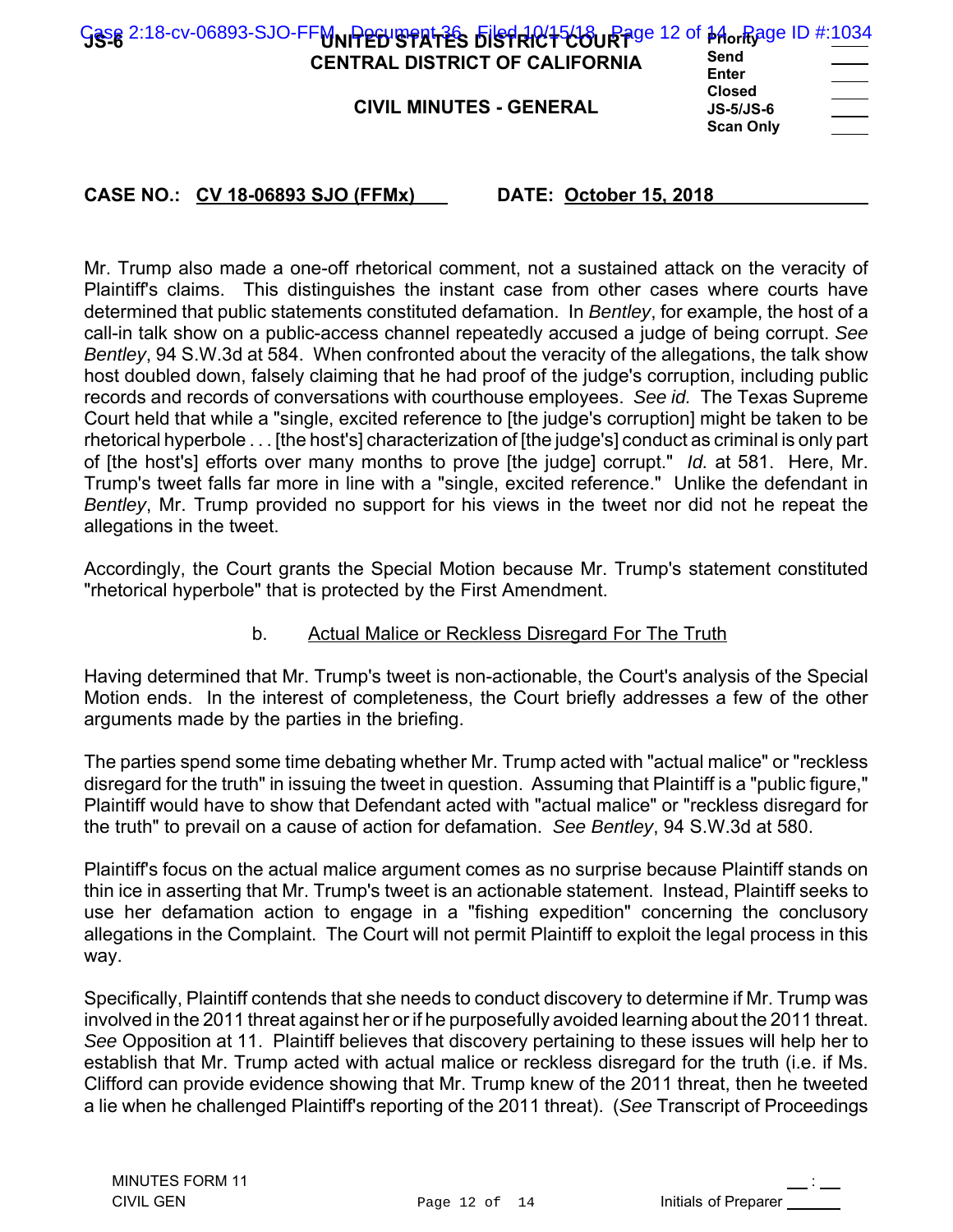Mr. Trump also made a one-off rhetorical comment, not a sustained attack on the veracity of Plaintiff's claims. This distinguishes the instant case from other cases where courts have determined that public statements constituted defamation. In *Bentley*, for example, the host of a call-in talk show on a public-access channel repeatedly accused a judge of being corrupt. *See Bentley*, 94 S.W.3d at 584. When confronted about the veracity of the allegations, the talk show host doubled down, falsely claiming that he had proof of the judge's corruption, including public records and records of conversations with courthouse employees. *See id.* The Texas Supreme Court held that while a "single, excited reference to [the judge's corruption] might be taken to be rhetorical hyperbole . . . [the host's] characterization of [the judge's] conduct as criminal is only part of [the host's] efforts over many months to prove [the judge] corrupt." *Id.* at 581. Here, Mr. Trump's tweet falls far more in line with a "single, excited reference." Unlike the defendant in *Bentley*, Mr. Trump provided no support for his views in the tweet nor did not he repeat the allegations in the tweet.

Accordingly, the Court grants the Special Motion because Mr. Trump's statement constituted "rhetorical hyperbole" that is protected by the First Amendment.

b. Actual Malice or Reckless Disregard For The Truth

Having determined that Mr. Trump's tweet is non-actionable, the Court's analysis of the Special Motion ends. In the interest of completeness, the Court briefly addresses a few of the other arguments made by the parties in the briefing.

The parties spend some time debating whether Mr. Trump acted with "actual malice" or "reckless disregard for the truth" in issuing the tweet in question. Assuming that Plaintiff is a "public figure," Plaintiff would have to show that Defendant acted with "actual malice" or "reckless disregard for the truth" to prevail on a cause of action for defamation. *See Bentley*, 94 S.W.3d at 580.

Plaintiff's focus on the actual malice argument comes as no surprise because Plaintiff stands on thin ice in asserting that Mr. Trump's tweet is an actionable statement. Instead, Plaintiff seeks to use her defamation action to engage in a "fishing expedition" concerning the conclusory allegations in the Complaint. The Court will not permit Plaintiff to exploit the legal process in this way.

Specifically, Plaintiff contends that she needs to conduct discovery to determine if Mr. Trump was involved in the 2011 threat against her or if he purposefully avoided learning about the 2011 threat. *See* Opposition at 11. Plaintiff believes that discovery pertaining to these issues will help her to establish that Mr. Trump acted with actual malice or reckless disregard for the truth (i.e. if Ms. Clifford can provide evidence showing that Mr. Trump knew of the 2011 threat, then he tweeted a lie when he challenged Plaintiff's reporting of the 2011 threat). (*See* Transcript of Proceedings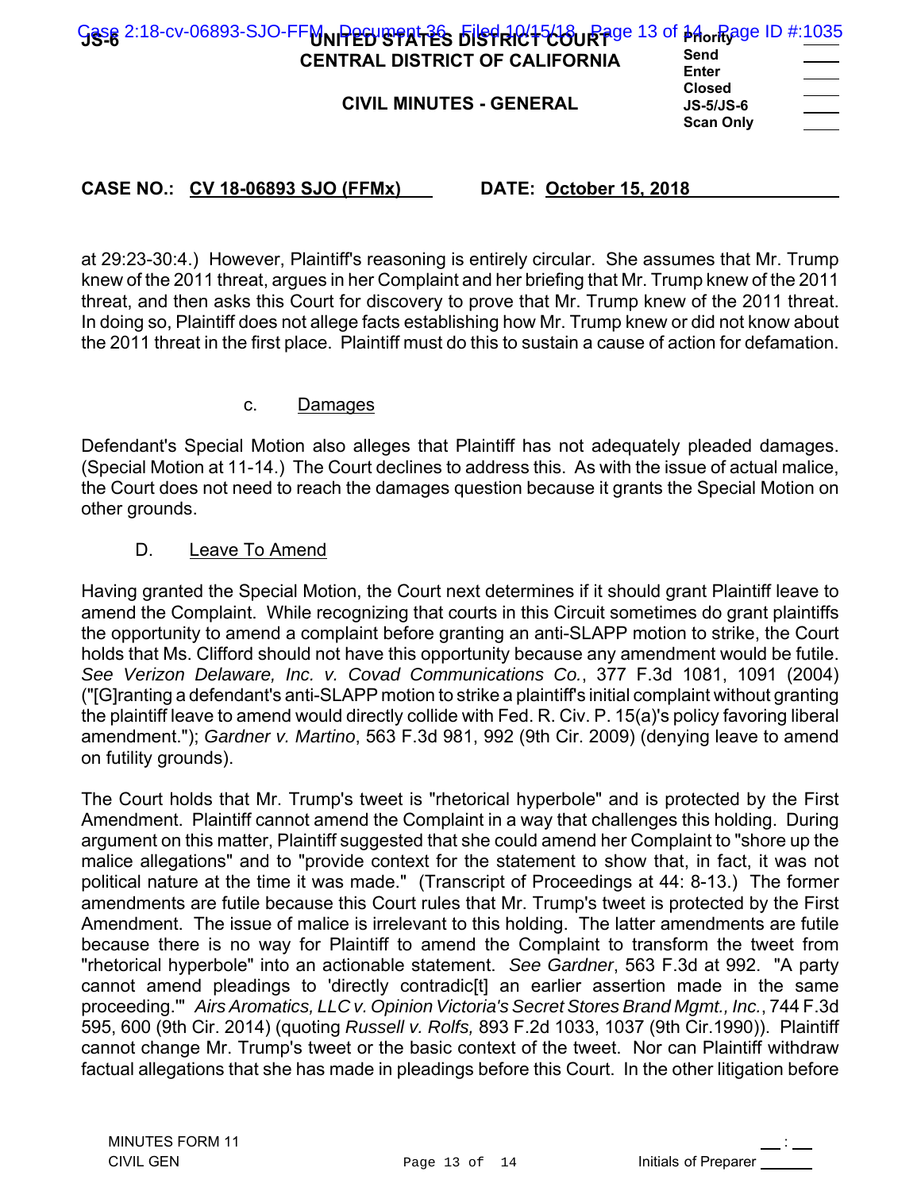at 29:23-30:4.) However, Plaintiff's reasoning is entirely circular. She assumes that Mr. Trump knew of the 2011 threat, argues in her Complaint and her briefing that Mr. Trump knew of the 2011 threat, and then asks this Court for discovery to prove that Mr. Trump knew of the 2011 threat. In doing so, Plaintiff does not allege facts establishing how Mr. Trump knew or did not know about the 2011 threat in the first place. Plaintiff must do this to sustain a cause of action for defamation.

c. Damages

Defendant's Special Motion also alleges that Plaintiff has not adequately pleaded damages. (Special Motion at 11-14.) The Court declines to address this. As with the issue of actual malice, the Court does not need to reach the damages question because it grants the Special Motion on other grounds.

D. Leave To Amend

Having granted the Special Motion, the Court next determines if it should grant Plaintiff leave to amend the Complaint. While recognizing that courts in this Circuit sometimes do grant plaintiffs the opportunity to amend a complaint before granting an anti-SLAPP motion to strike, the Court holds that Ms. Clifford should not have this opportunity because any amendment would be futile. *See Verizon Delaware, Inc. v. Covad Communications Co.*, 377 F.3d 1081, 1091 (2004) ("[G]ranting a defendant's anti-SLAPP motion to strike a plaintiff's initial complaint without granting the plaintiff leave to amend would directly collide with Fed. R. Civ. P. 15(a)'s policy favoring liberal amendment."); *Gardner v. Martino*, 563 F.3d 981, 992 (9th Cir. 2009) (denying leave to amend on futility grounds).

The Court holds that Mr. Trump's tweet is "rhetorical hyperbole" and is protected by the First Amendment. Plaintiff cannot amend the Complaint in a way that challenges this holding. During argument on this matter, Plaintiff suggested that she could amend her Complaint to "shore up the malice allegations" and to "provide context for the statement to show that, in fact, it was not political nature at the time it was made." (Transcript of Proceedings at 44: 8-13.) The former amendments are futile because this Court rules that Mr. Trump's tweet is protected by the First Amendment. The issue of malice is irrelevant to this holding. The latter amendments are futile because there is no way for Plaintiff to amend the Complaint to transform the tweet from "rhetorical hyperbole" into an actionable statement. *See Gardner*, 563 F.3d at 992. "A party cannot amend pleadings to 'directly contradic[t] an earlier assertion made in the same proceeding.'" *Airs Aromatics, LLC v. Opinion Victoria's Secret Stores Brand Mgmt., Inc.*, 744 F.3d 595, 600 (9th Cir. 2014) (quoting *Russell v. Rolfs,* 893 F.2d 1033, 1037 (9th Cir.1990)). Plaintiff cannot change Mr. Trump's tweet or the basic context of the tweet. Nor can Plaintiff withdraw factual allegations that she has made in pleadings before this Court. In the other litigation before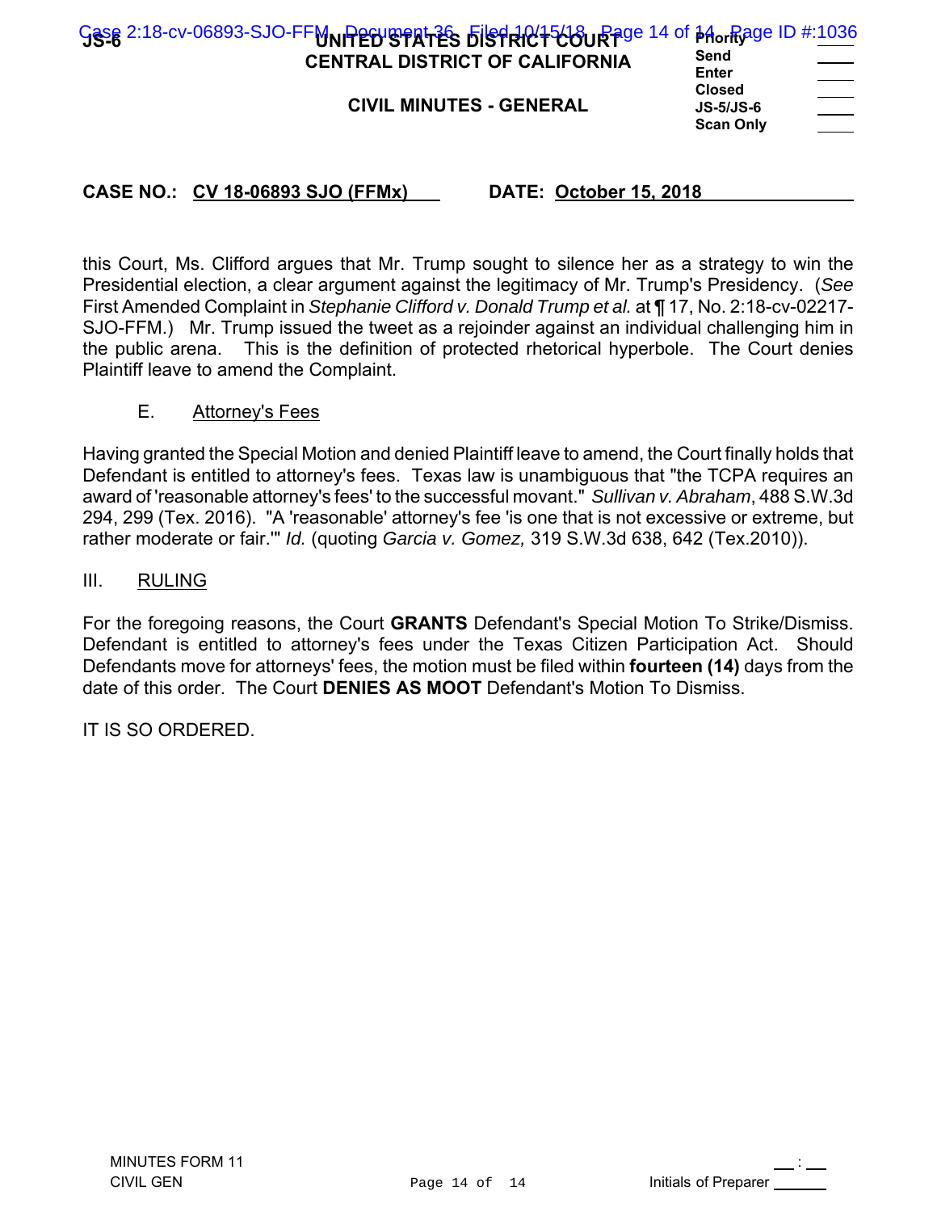this Court, Ms. Clifford argues that Mr. Trump sought to silence her as a strategy to win the Presidential election, a clear argument against the legitimacy of Mr. Trump's Presidency. (*See* First Amended Complaint in *Stephanie Clifford v. Donald Trump et al.* at ¶ 17, No. 2:18-cv-02217-SJO-FFM.) Mr. Trump issued the tweet as a rejoinder against an individual challenging him in the public arena. This is the definition of protected rhetorical hyperbole. The Court denies Plaintiff leave to amend the Complaint.

### E. Attorney's Fees

Having granted the Special Motion and denied Plaintiff leave to amend, the Court finally holds that Defendant is entitled to attorney's fees. Texas law is unambiguous that "the TCPA requires an award of 'reasonable attorney's fees' to the successful movant." *Sullivan v. Abraham*, 488 S.W.3d 294, 299 (Tex. 2016). "A 'reasonable' attorney's fee 'is one that is not excessive or extreme, but rather moderate or fair.'" *Id.* (quoting *Garcia v. Gomez,* 319 S.W.3d 638, 642 (Tex.2010)).

## III. RULING

For the foregoing reasons, the Court **GRANTS** Defendant's Special Motion To Strike/Dismiss. Defendant is entitled to attorney's fees under the Texas Citizen Participation Act. Should Defendants move for attorneys' fees, the motion must be filed within **fourteen (14)** days from the date of this order. The Court **DENIES AS MOOT** Defendant's Motion To Dismiss.

IT IS SO ORDERED.